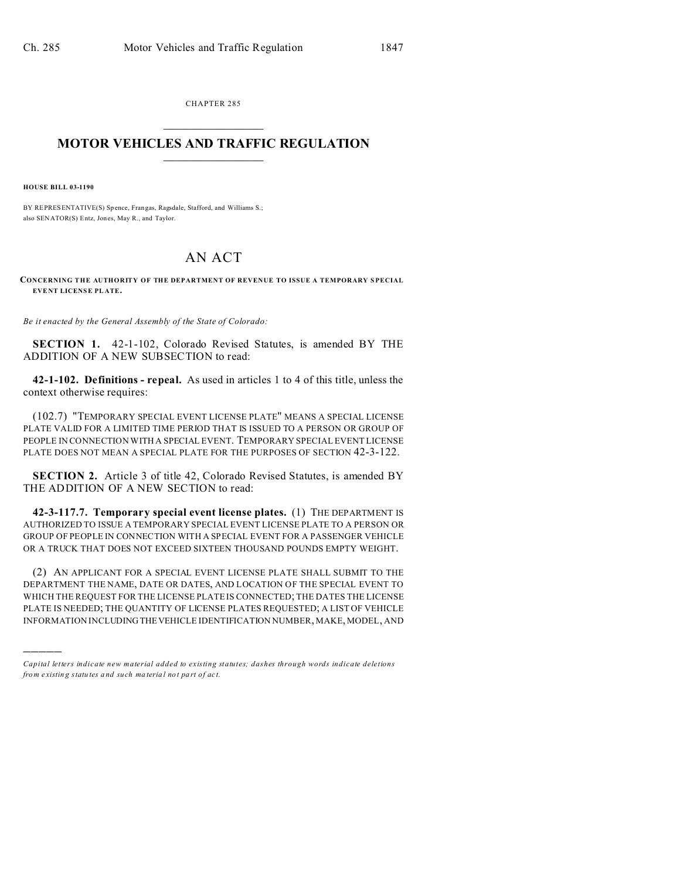CHAPTER 285

# MOTOR VEHICLES AND TRAFFIC REGULATION

**HOUSE BILL 03-1190**

BY REPRESENTATIVE(S) Spence, Frangas, Ragsdale, Stafford, and Williams S.; also SENATOR(S) Entz, Jones, May R., and Taylor.

## AN ACT

**CONCERNING THE AUTHORITY OF THE DEPARTMENT OF REVENUE TO ISSUE A TEMPORARY SPECIAL EVENT LICENSE PLATE.**

*Be it enacted by the General Assembly of the State of Colorado:*

**SECTION 1.** 42-1-102, Colorado Revised Statutes, is amended BY THE ADDITION OF A NEW SUBSECTION to read:

**42-1-102. Definitions - repeal.** As used in articles 1 to 4 of this title, unless the context otherwise requires:

(102.7) "TEMPORARY SPECIAL EVENT LICENSE PLATE" MEANS A SPECIAL LICENSE PLATE VALID FOR A LIMITED TIME PERIOD THAT IS ISSUED TO A PERSON OR GROUP OF PEOPLE IN CONNECTION WITH A SPECIAL EVENT. TEMPORARY SPECIAL EVENT LICENSE PLATE DOES NOT MEAN A SPECIAL PLATE FOR THE PURPOSES OF SECTION 42-3-122.

**SECTION 2.** Article 3 of title 42, Colorado Revised Statutes, is amended BY THE ADDITION OF A NEW SECTION to read:

**42-3-117.7. Temporary special event license plates.** (1) THE DEPARTMENT IS AUTHORIZED TO ISSUE A TEMPORARY SPECIAL EVENT LICENSE PLATE TO A PERSON OR GROUP OF PEOPLE IN CONNECTION WITH A SPECIAL EVENT FOR A PASSENGER VEHICLE OR A TRUCK THAT DOES NOT EXCEED SIXTEEN THOUSAND POUNDS EMPTY WEIGHT.

(2) AN APPLICANT FOR A SPECIAL EVENT LICENSE PLATE SHALL SUBMIT TO THE DEPARTMENT THE NAME, DATE OR DATES, AND LOCATION OF THE SPECIAL EVENT TO WHICH THE REQUEST FOR THE LICENSE PLATE IS CONNECTED; THE DATES THE LICENSE PLATE IS NEEDED; THE QUANTITY OF LICENSE PLATES REQUESTED; A LIST OF VEHICLE INFORMATION INCLUDING THE VEHICLE IDENTIFICATION NUMBER, MAKE, MODEL, AND

---

*Capital letters indicate new material added to existing statutes; dashes through words indicate deletions from existing statutes and such material not part of act.*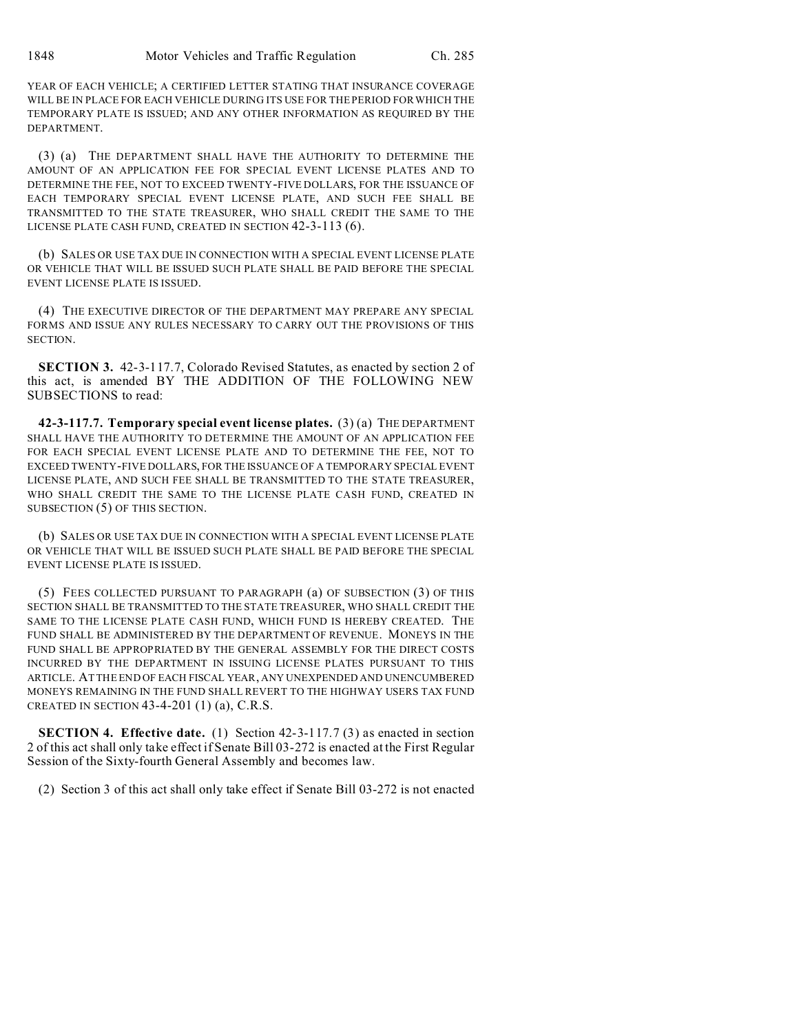YEAR OF EACH VEHICLE; A CERTIFIED LETTER STATING THAT INSURANCE COVERAGE WILL BE IN PLACE FOR EACH VEHICLE DURING ITS USE FOR THE PERIOD FOR WHICH THE TEMPORARY PLATE IS ISSUED; AND ANY OTHER INFORMATION AS REQUIRED BY THE DEPARTMENT.

(3) (a) THE DEPARTMENT SHALL HAVE THE AUTHORITY TO DETERMINE THE AMOUNT OF AN APPLICATION FEE FOR SPECIAL EVENT LICENSE PLATES AND TO DETERMINE THE FEE, NOT TO EXCEED TWENTY-FIVE DOLLARS, FOR THE ISSUANCE OF EACH TEMPORARY SPECIAL EVENT LICENSE PLATE, AND SUCH FEE SHALL BE TRANSMITTED TO THE STATE TREASURER, WHO SHALL CREDIT THE SAME TO THE LICENSE PLATE CASH FUND, CREATED IN SECTION 42-3-113 (6).

(b) SALES OR USE TAX DUE IN CONNECTION WITH A SPECIAL EVENT LICENSE PLATE OR VEHICLE THAT WILL BE ISSUED SUCH PLATE SHALL BE PAID BEFORE THE SPECIAL EVENT LICENSE PLATE IS ISSUED.

(4) THE EXECUTIVE DIRECTOR OF THE DEPARTMENT MAY PREPARE ANY SPECIAL FORMS AND ISSUE ANY RULES NECESSARY TO CARRY OUT THE PROVISIONS OF THIS SECTION.

**SECTION 3.** 42-3-117.7, Colorado Revised Statutes, as enacted by section 2 of this act, is amended BY THE ADDITION OF THE FOLLOWING NEW SUBSECTIONS to read:

**42-3-117.7. Temporary special event license plates.** (3) (a) THE DEPARTMENT SHALL HAVE THE AUTHORITY TO DETERMINE THE AMOUNT OF AN APPLICATION FEE FOR EACH SPECIAL EVENT LICENSE PLATE AND TO DETERMINE THE FEE, NOT TO EXCEED TWENTY-FIVE DOLLARS, FOR THE ISSUANCE OF A TEMPORARY SPECIAL EVENT LICENSE PLATE, AND SUCH FEE SHALL BE TRANSMITTED TO THE STATE TREASURER, WHO SHALL CREDIT THE SAME TO THE LICENSE PLATE CASH FUND, CREATED IN SUBSECTION (5) OF THIS SECTION.

(b) SALES OR USE TAX DUE IN CONNECTION WITH A SPECIAL EVENT LICENSE PLATE OR VEHICLE THAT WILL BE ISSUED SUCH PLATE SHALL BE PAID BEFORE THE SPECIAL EVENT LICENSE PLATE IS ISSUED.

(5) FEES COLLECTED PURSUANT TO PARAGRAPH (a) OF SUBSECTION (3) OF THIS SECTION SHALL BE TRANSMITTED TO THE STATE TREASURER, WHO SHALL CREDIT THE SAME TO THE LICENSE PLATE CASH FUND, WHICH FUND IS HEREBY CREATED. THE FUND SHALL BE ADMINISTERED BY THE DEPARTMENT OF REVENUE. MONEYS IN THE FUND SHALL BE APPROPRIATED BY THE GENERAL ASSEMBLY FOR THE DIRECT COSTS INCURRED BY THE DEPARTMENT IN ISSUING LICENSE PLATES PURSUANT TO THIS ARTICLE. AT THE END OF EACH FISCAL YEAR, ANY UNEXPENDED AND UNENCUMBERED MONEYS REMAINING IN THE FUND SHALL REVERT TO THE HIGHWAY USERS TAX FUND CREATED IN SECTION 43-4-201 (1) (a), C.R.S.

**SECTION 4. Effective date.** (1) Section 42-3-117.7 (3) as enacted in section 2 of this act shall only take effect if Senate Bill 03-272 is enacted at the First Regular Session of the Sixty-fourth General Assembly and becomes law.

(2) Section 3 of this act shall only take effect if Senate Bill 03-272 is not enacted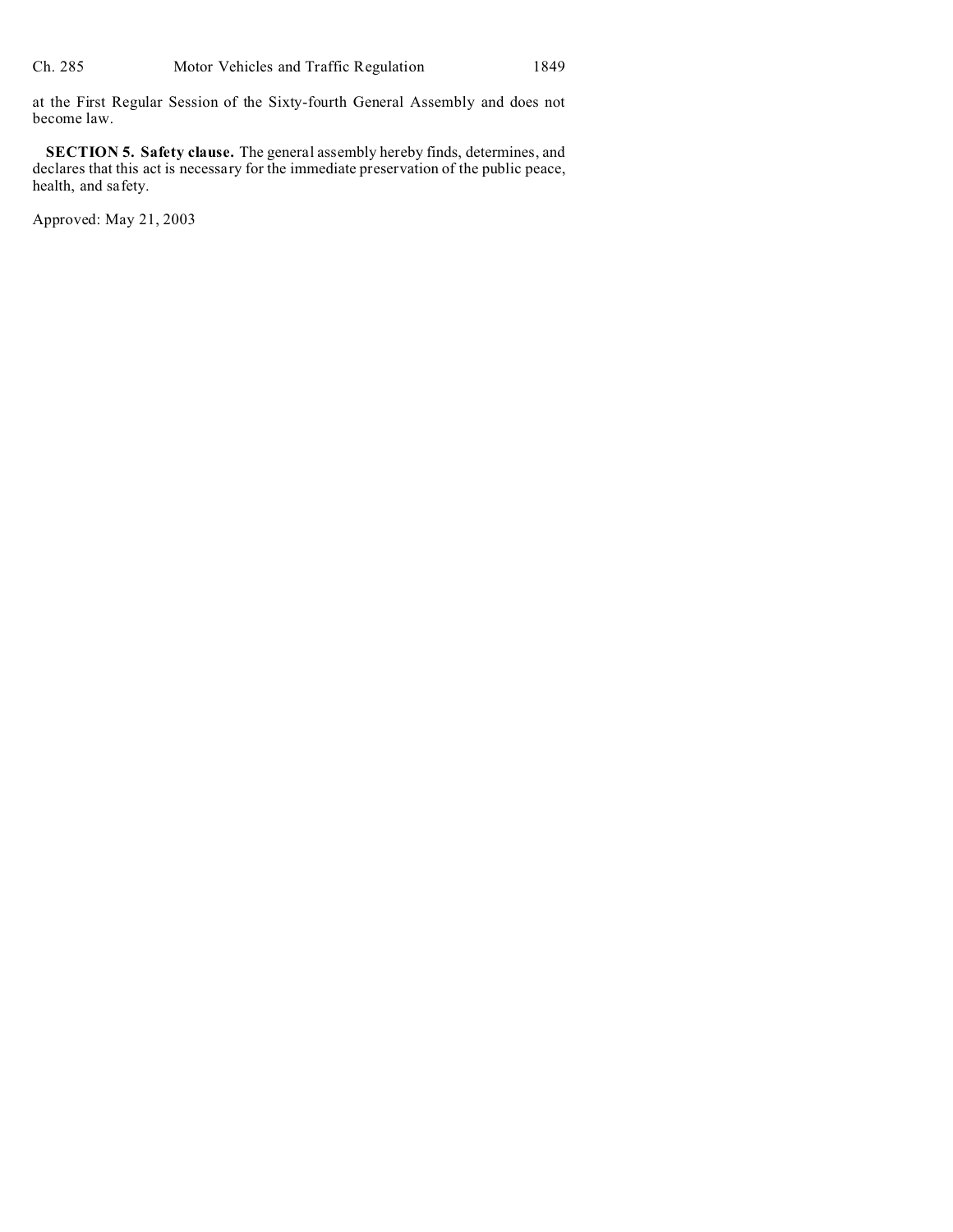at the First Regular Session of the Sixty-fourth General Assembly and does not become law.

**SECTION 5. Safety clause.** The general assembly hereby finds, determines, and declares that this act is necessary for the immediate preservation of the public peace, health, and safety.

Approved: May 21, 2003